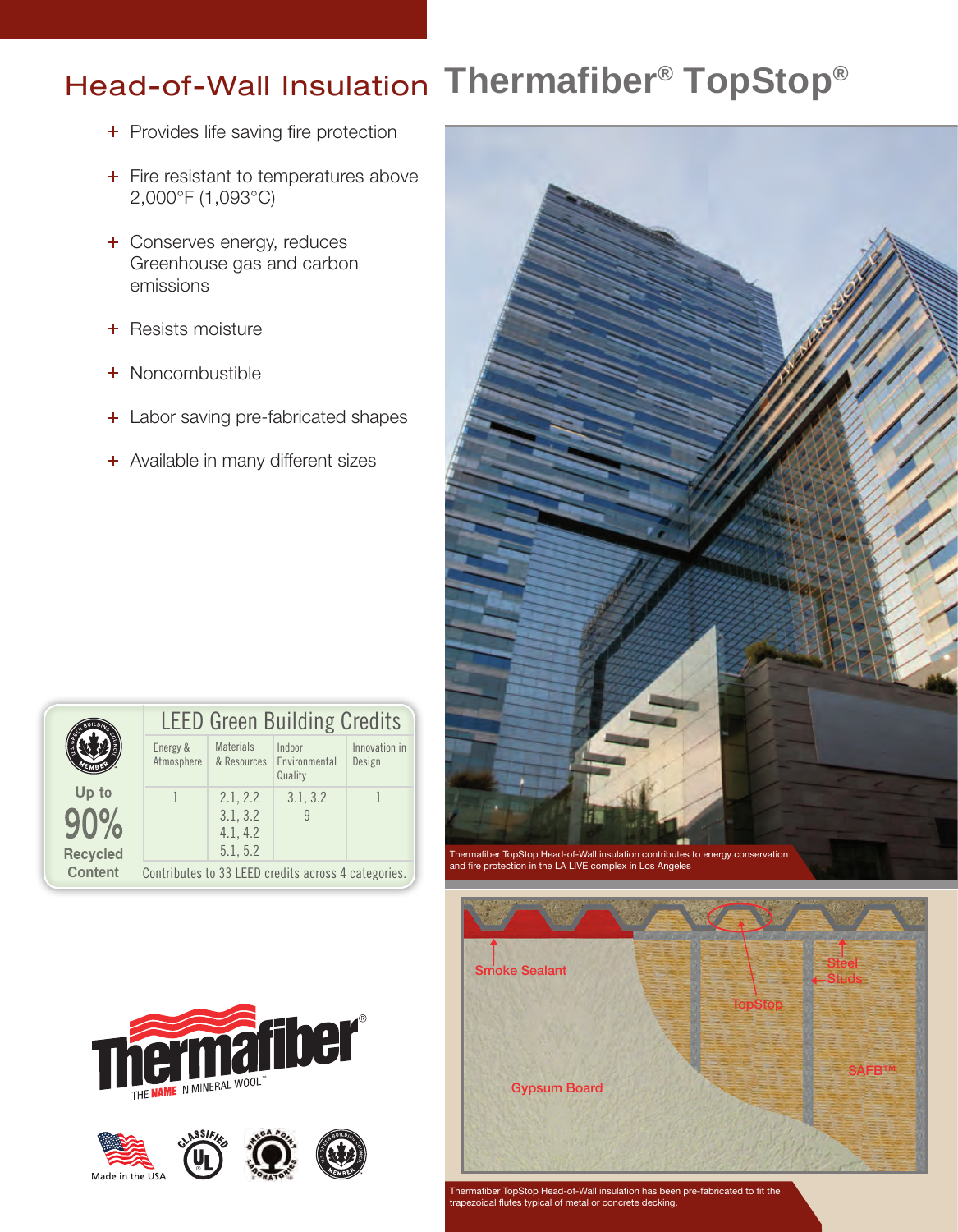# Head-of-Wall Insulation Thermafiber® TopStop®

- Provides life saving fire protection
- Fire resistant to temperatures above 2,000°F (1,093°C)
- Conserves energy, reduces Greenhouse gas and carbon emissions
- Resists moisture
- Noncombustible
- Labor saving pre-fabricated shapes
- Available in many different sizes

Up to **90%** Recycled Content

| LEED Green Building Credits | | | |
|---|---|---|---|
| Energy & Atmosphere | Materials & Resources | Indoor Environmental Quality | Innovation in Design |
| 1 | 2.1, 2.2<br>3.1, 3.2<br>4.1, 4.2<br>5.1, 5.2 | 3.1, 3.2<br>9 | 1 |

Contributes to 33 LEED credits across 4 categories.

Thermafiber® THE NAME IN MINERAL WOOL™

Made in the USA

Thermafiber TopStop Head-of-Wall insulation contributes to energy conservation and fire protection in the LA LIVE complex in Los Angeles

Smoke Sealant, TopStop, Steel Studs, SAFB™, Gypsum Board

Thermafiber TopStop Head-of-Wall insulation has been pre-fabricated to fit the trapezoidal flutes typical of metal or concrete decking.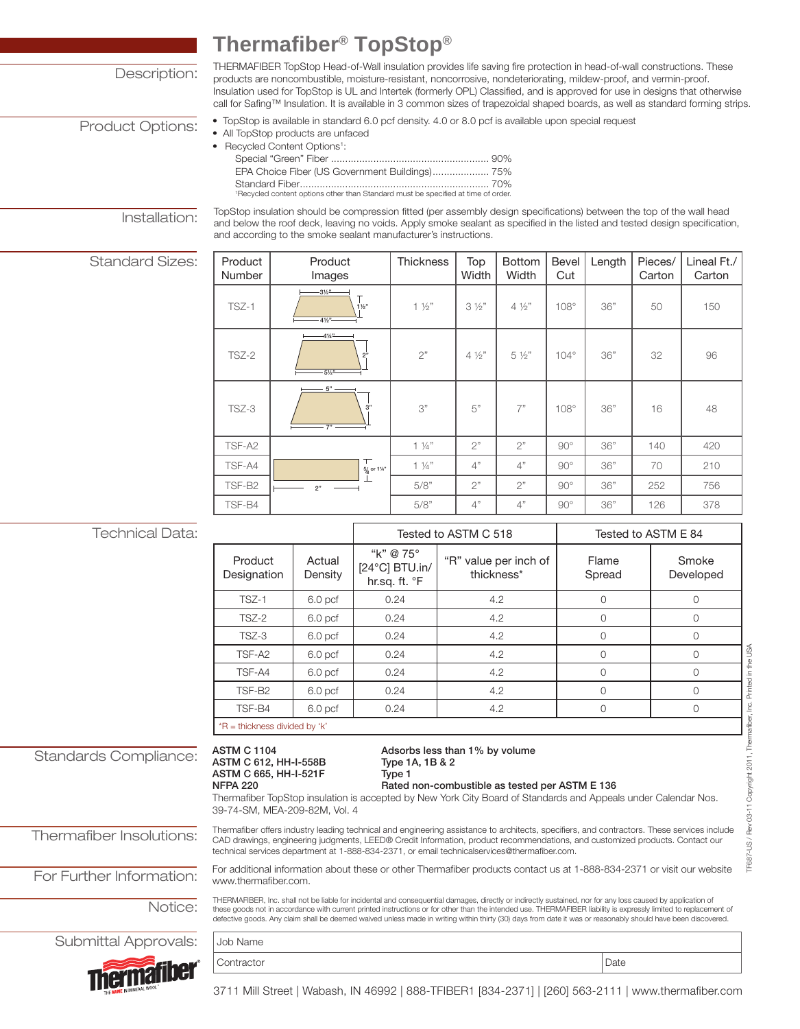# Thermafiber® TopStop®

## Description:

THERMAFIBER TopStop Head-of-Wall insulation provides life saving fire protection in head-of-wall constructions. These products are noncombustible, moisture-resistant, noncorrosive, nondeteriorating, mildew-proof, and vermin-proof. Insulation used for TopStop is UL and Intertek (formerly OPL) Classified, and is approved for use in designs that otherwise call for Safing™ Insulation. It is available in 3 common sizes of trapezoidal shaped boards, as well as standard forming strips.

## Product Options:

- TopStop is available in standard 6.0 pcf density. 4.0 or 8.0 pcf is available upon special request
- All TopStop products are unfaced
- Recycled Content Options[1]:
  - Special "Green" Fiber ........................................................ 90%
  - EPA Choice Fiber (US Government Buildings).................... 75%
  - Standard Fiber.................................................................. 70%

[1]Recycled content options other than Standard must be specified at time of order.

## Installation:

TopStop insulation should be compression fitted (per assembly design specifications) between the top of the wall head and below the roof deck, leaving no voids. Apply smoke sealant as specified in the listed and tested design specification, and according to the smoke sealant manufacturer's instructions.

## Standard Sizes:

| Product Number | Product Images | Thickness | Top Width | Bottom Width | Bevel Cut | Length | Pieces/ Carton | Lineal Ft./ Carton |
|---|---|---|---|---|---|---|---|---|
| TSZ-1 | 3½" / 4½" / 1½" | 1 ½" | 3 ½" | 4 ½" | 108° | 36" | 50 | 150 |
| TSZ-2 | 4½" / 5½" / 2" | 2" | 4 ½" | 5 ½" | 104° | 36" | 32 | 96 |
| TSZ-3 | 5" / 7" / 3" | 3" | 5" | 7" | 108° | 36" | 16 | 48 |
| TSF-A2 | 2" / 5/8 or 1¼" | 1 ¼" | 2" | 2" | 90° | 36" | 140 | 420 |
| TSF-A4 | | 1 ¼" | 4" | 4" | 90° | 36" | 70 | 210 |
| TSF-B2 | | 5/8" | 2" | 2" | 90° | 36" | 252 | 756 |
| TSF-B4 | | 5/8" | 4" | 4" | 90° | 36" | 126 | 378 |

## Technical Data:

| | | Tested to ASTM C 518 | | Tested to ASTM E 84 | |
|---|---|---|---|---|---|
| Product Designation | Actual Density | "k" @ 75° [24°C] BTU.in/ hr.sq. ft. °F | "R" value per inch of thickness* | Flame Spread | Smoke Developed |
| TSZ-1 | 6.0 pcf | 0.24 | 4.2 | 0 | 0 |
| TSZ-2 | 6.0 pcf | 0.24 | 4.2 | 0 | 0 |
| TSZ-3 | 6.0 pcf | 0.24 | 4.2 | 0 | 0 |
| TSF-A2 | 6.0 pcf | 0.24 | 4.2 | 0 | 0 |
| TSF-A4 | 6.0 pcf | 0.24 | 4.2 | 0 | 0 |
| TSF-B2 | 6.0 pcf | 0.24 | 4.2 | 0 | 0 |
| TSF-B4 | 6.0 pcf | 0.24 | 4.2 | 0 | 0 |

*R = thickness divided by 'k'

## Standards Compliance:

| | |
|---|---|
| **ASTM C 1104** | **Adsorbs less than 1% by volume** |
| **ASTM C 612, HH-I-558B** | **Type 1A, 1B & 2** |
| **ASTM C 665, HH-I-521F** | **Type 1** |
| **NFPA 220** | **Rated non-combustible as tested per ASTM E 136** |

Thermafiber TopStop insulation is accepted by New York City Board of Standards and Appeals under Calendar Nos. 39-74-SM, MEA-209-82M, Vol. 4

## Thermafiber Insolutions:

Thermafiber offers industry leading technical and engineering assistance to architects, specifiers, and contractors. These services include CAD drawings, engineering judgments, LEED® Credit Information, product recommendations, and customized products. Contact our technical services department at 1-888-834-2371, or email technicalservices@thermafiber.com.

## For Further Information:

For additional information about these or other Thermafiber products contact us at 1-888-834-2371 or visit our website www.thermafiber.com.

## Notice:

THERMAFIBER, Inc. shall not be liable for incidental and consequential damages, directly or indirectly sustained, nor for any loss caused by application of these goods not in accordance with current printed instructions or for other than the intended use. THERMAFIBER liability is expressly limited to replacement of defective goods. Any claim shall be deemed waived unless made in writing within thirty (30) days from date it was or reasonably should have been discovered.

## Submittal Approvals:

| Job Name | |
|---|---|
| Contractor | Date |

Thermafiber® THE NAME IN MINERAL WOOL

TF687-US / Rev 03-11 Copyright 2011, Thermafiber, Inc. Printed in the USA

3711 Mill Street | Wabash, IN 46992 | 888-TFIBER1 [834-2371] | [260] 563-2111 | www.thermafiber.com